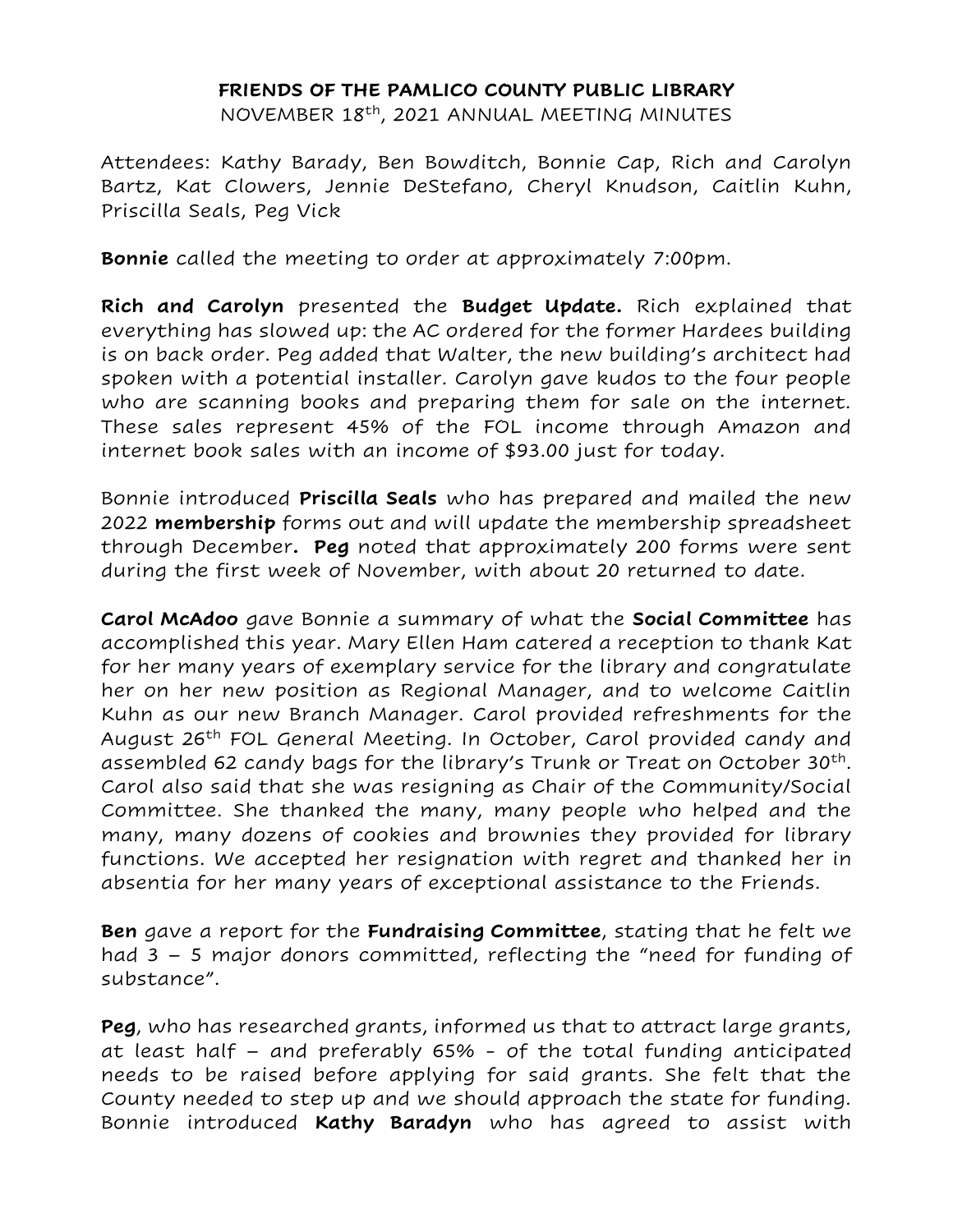**FRIENDS OF THE PAMLICO COUNTY PUBLIC LIBRARY**

NOVEMBER 18th, 2021 ANNUAL MEETING MINUTES

Attendees: Kathy Barady, Ben Bowditch, Bonnie Cap, Rich and Carolyn Bartz, Kat Clowers, Jennie DeStefano, Cheryl Knudson, Caitlin Kuhn, Priscilla Seals, Peg Vick

**Bonnie** called the meeting to order at approximately 7:00pm.

**Rich and Carolyn** presented the **Budget Update.** Rich explained that everything has slowed up: the AC ordered for the former Hardees building is on back order. Peg added that Walter, the new building's architect had spoken with a potential installer. Carolyn gave kudos to the four people who are scanning books and preparing them for sale on the internet. These sales represent 45% of the FOL income through Amazon and internet book sales with an income of $93.00 just for today.

Bonnie introduced **Priscilla Seals** who has prepared and mailed the new 2022 **membership** forms out and will update the membership spreadsheet through December**. Peg** noted that approximately 200 forms were sent during the first week of November, with about 20 returned to date.

**Carol McAdoo** gave Bonnie a summary of what the **Social Committee** has accomplished this year. Mary Ellen Ham catered a reception to thank Kat for her many years of exemplary service for the library and congratulate her on her new position as Regional Manager, and to welcome Caitlin Kuhn as our new Branch Manager. Carol provided refreshments for the August 26th FOL General Meeting. In October, Carol provided candy and assembled 62 candy bags for the library's Trunk or Treat on October 30th. Carol also said that she was resigning as Chair of the Community/Social Committee. She thanked the many, many people who helped and the many, many dozens of cookies and brownies they provided for library functions. We accepted her resignation with regret and thanked her in absentia for her many years of exceptional assistance to the Friends.

**Ben** gave a report for the **Fundraising Committee**, stating that he felt we had 3 – 5 major donors committed, reflecting the "need for funding of substance".

**Peg**, who has researched grants, informed us that to attract large grants, at least half – and preferably 65% - of the total funding anticipated needs to be raised before applying for said grants. She felt that the County needed to step up and we should approach the state for funding. Bonnie introduced **Kathy Baradyn** who has agreed to assist with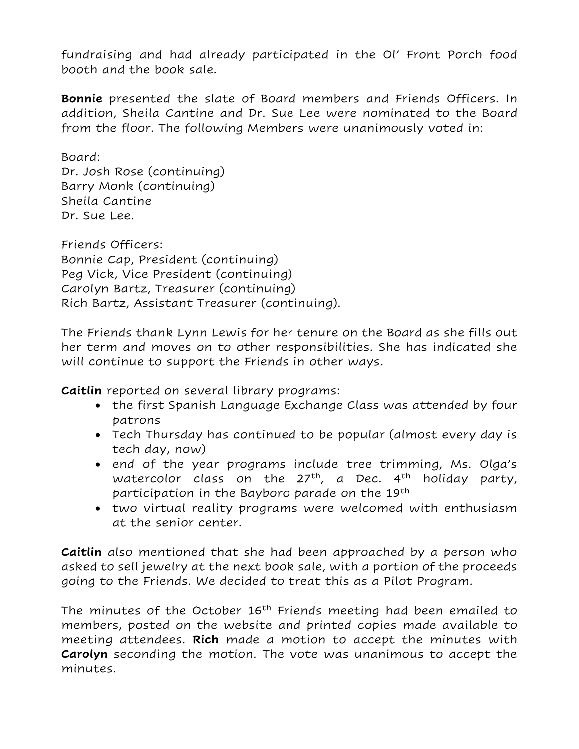fundraising and had already participated in the Ol' Front Porch food booth and the book sale.

**Bonnie** presented the slate of Board members and Friends Officers. In addition, Sheila Cantine and Dr. Sue Lee were nominated to the Board from the floor. The following Members were unanimously voted in:

Board:
Dr. Josh Rose (continuing)
Barry Monk (continuing)
Sheila Cantine
Dr. Sue Lee.

Friends Officers:
Bonnie Cap, President (continuing)
Peg Vick, Vice President (continuing)
Carolyn Bartz, Treasurer (continuing)
Rich Bartz, Assistant Treasurer (continuing).

The Friends thank Lynn Lewis for her tenure on the Board as she fills out her term and moves on to other responsibilities. She has indicated she will continue to support the Friends in other ways.

**Caitlin** reported on several library programs:

- the first Spanish Language Exchange Class was attended by four patrons
- Tech Thursday has continued to be popular (almost every day is tech day, now)
- end of the year programs include tree trimming, Ms. Olga's watercolor class on the 27th, a Dec. 4th holiday party, participation in the Bayboro parade on the 19th
- two virtual reality programs were welcomed with enthusiasm at the senior center.

**Caitlin** also mentioned that she had been approached by a person who asked to sell jewelry at the next book sale, with a portion of the proceeds going to the Friends. We decided to treat this as a Pilot Program.

The minutes of the October 16th Friends meeting had been emailed to members, posted on the website and printed copies made available to meeting attendees. **Rich** made a motion to accept the minutes with **Carolyn** seconding the motion. The vote was unanimous to accept the minutes.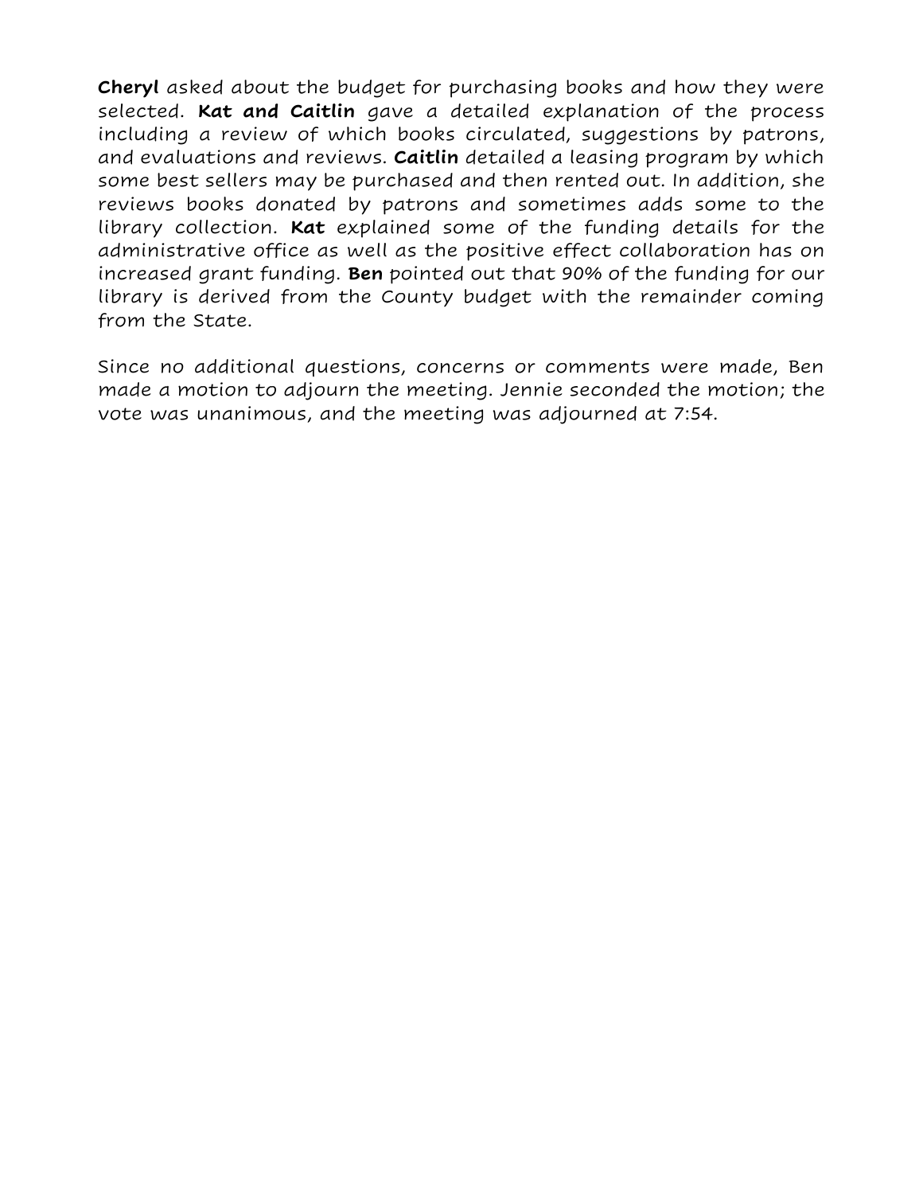**Cheryl** asked about the budget for purchasing books and how they were selected. **Kat and Caitlin** gave a detailed explanation of the process including a review of which books circulated, suggestions by patrons, and evaluations and reviews. **Caitlin** detailed a leasing program by which some best sellers may be purchased and then rented out. In addition, she reviews books donated by patrons and sometimes adds some to the library collection. **Kat** explained some of the funding details for the administrative office as well as the positive effect collaboration has on increased grant funding. **Ben** pointed out that 90% of the funding for our library is derived from the County budget with the remainder coming from the State.

Since no additional questions, concerns or comments were made, Ben made a motion to adjourn the meeting. Jennie seconded the motion; the vote was unanimous, and the meeting was adjourned at 7:54.